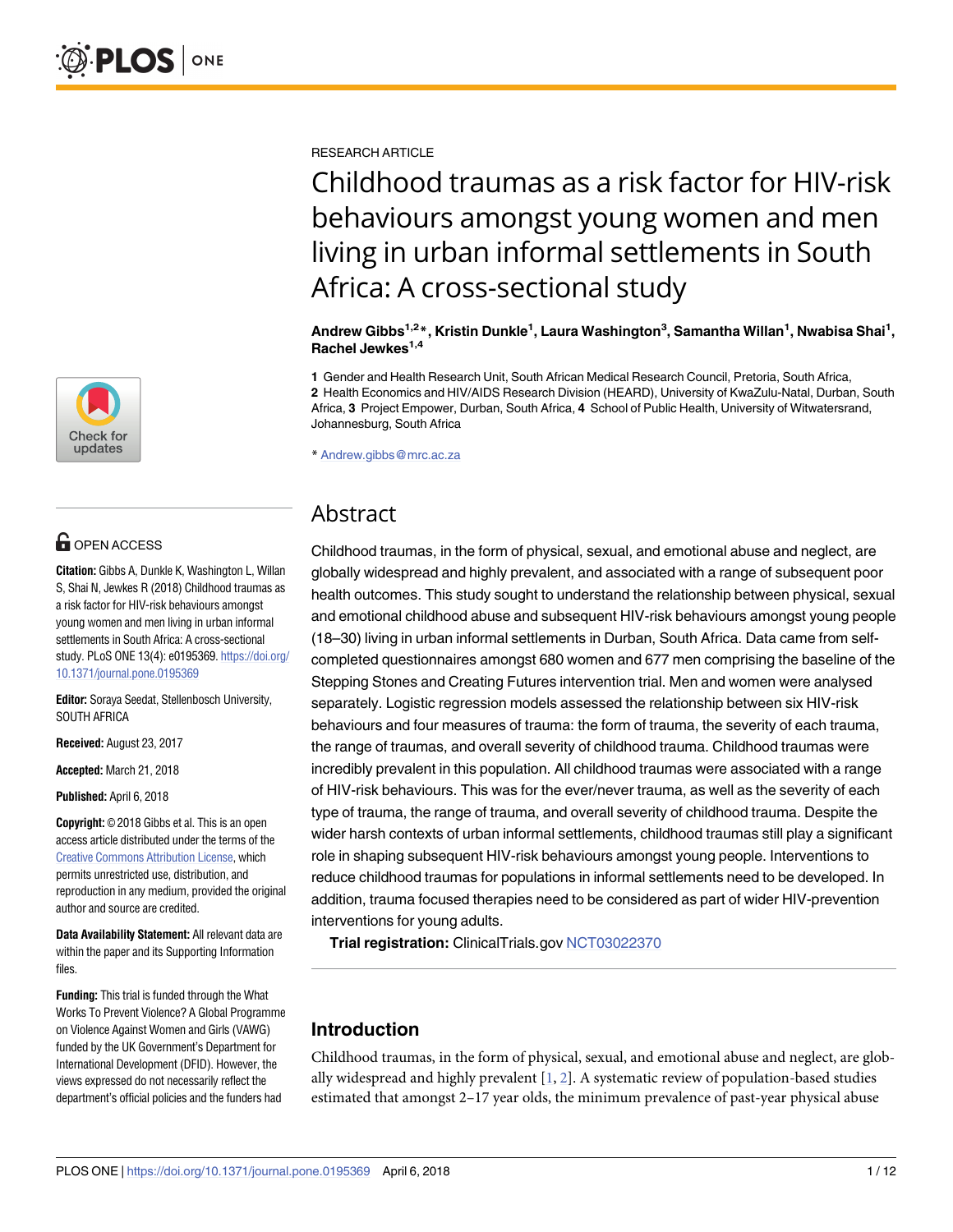RESEARCH ARTICLE

# Childhood traumas as a risk factor for HIV-risk behaviours amongst young women and men living in urban informal settlements in South Africa: A cross-sectional study

**Andrew Gibbs[1,2]*, Kristin Dunkle[1], Laura Washington[3], Samantha Willan[1], Nwabisa Shai[1], Rachel Jewkes[1,4]**

**1** Gender and Health Research Unit, South African Medical Research Council, Pretoria, South Africa, **2** Health Economics and HIV/AIDS Research Division (HEARD), University of KwaZulu-Natal, Durban, South Africa, **3** Project Empower, Durban, South Africa, **4** School of Public Health, University of Witwatersrand, Johannesburg, South Africa

* Andrew.gibbs@mrc.ac.za

OPEN ACCESS

**Citation:** Gibbs A, Dunkle K, Washington L, Willan S, Shai N, Jewkes R (2018) Childhood traumas as a risk factor for HIV-risk behaviours amongst young women and men living in urban informal settlements in South Africa: A cross-sectional study. PLoS ONE 13(4): e0195369. https://doi.org/10.1371/journal.pone.0195369

**Editor:** Soraya Seedat, Stellenbosch University, SOUTH AFRICA

**Received:** August 23, 2017

**Accepted:** March 21, 2018

**Published:** April 6, 2018

**Copyright:** © 2018 Gibbs et al. This is an open access article distributed under the terms of the Creative Commons Attribution License, which permits unrestricted use, distribution, and reproduction in any medium, provided the original author and source are credited.

**Data Availability Statement:** All relevant data are within the paper and its Supporting Information files.

**Funding:** This trial is funded through the What Works To Prevent Violence? A Global Programme on Violence Against Women and Girls (VAWG) funded by the UK Government's Department for International Development (DFID). However, the views expressed do not necessarily reflect the department's official policies and the funders had

## Abstract

Childhood traumas, in the form of physical, sexual, and emotional abuse and neglect, are globally widespread and highly prevalent, and associated with a range of subsequent poor health outcomes. This study sought to understand the relationship between physical, sexual and emotional childhood abuse and subsequent HIV-risk behaviours amongst young people (18–30) living in urban informal settlements in Durban, South Africa. Data came from self-completed questionnaires amongst 680 women and 677 men comprising the baseline of the Stepping Stones and Creating Futures intervention trial. Men and women were analysed separately. Logistic regression models assessed the relationship between six HIV-risk behaviours and four measures of trauma: the form of trauma, the severity of each trauma, the range of traumas, and overall severity of childhood trauma. Childhood traumas were incredibly prevalent in this population. All childhood traumas were associated with a range of HIV-risk behaviours. This was for the ever/never trauma, as well as the severity of each type of trauma, the range of trauma, and overall severity of childhood trauma. Despite the wider harsh contexts of urban informal settlements, childhood traumas still play a significant role in shaping subsequent HIV-risk behaviours amongst young people. Interventions to reduce childhood traumas for populations in informal settlements need to be developed. In addition, trauma focused therapies need to be considered as part of wider HIV-prevention interventions for young adults.

**Trial registration:** ClinicalTrials.gov NCT03022370

## Introduction

Childhood traumas, in the form of physical, sexual, and emotional abuse and neglect, are globally widespread and highly prevalent [1, 2]. A systematic review of population-based studies estimated that amongst 2–17 year olds, the minimum prevalence of past-year physical abuse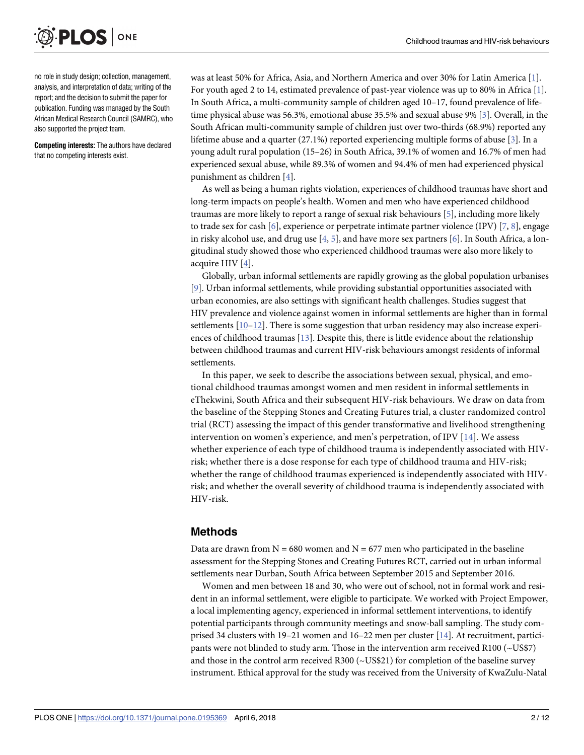no role in study design; collection, management, analysis, and interpretation of data; writing of the report; and the decision to submit the paper for publication. Funding was managed by the South African Medical Research Council (SAMRC), who also supported the project team.

**Competing interests:** The authors have declared that no competing interests exist.

was at least 50% for Africa, Asia, and Northern America and over 30% for Latin America [1]. For youth aged 2 to 14, estimated prevalence of past-year violence was up to 80% in Africa [1]. In South Africa, a multi-community sample of children aged 10–17, found prevalence of lifetime physical abuse was 56.3%, emotional abuse 35.5% and sexual abuse 9% [3]. Overall, in the South African multi-community sample of children just over two-thirds (68.9%) reported any lifetime abuse and a quarter (27.1%) reported experiencing multiple forms of abuse [3]. In a young adult rural population (15–26) in South Africa, 39.1% of women and 16.7% of men had experienced sexual abuse, while 89.3% of women and 94.4% of men had experienced physical punishment as children [4].

As well as being a human rights violation, experiences of childhood traumas have short and long-term impacts on people's health. Women and men who have experienced childhood traumas are more likely to report a range of sexual risk behaviours [5], including more likely to trade sex for cash [6], experience or perpetrate intimate partner violence (IPV) [7, 8], engage in risky alcohol use, and drug use [4, 5], and have more sex partners [6]. In South Africa, a longitudinal study showed those who experienced childhood traumas were also more likely to acquire HIV [4].

Globally, urban informal settlements are rapidly growing as the global population urbanises [9]. Urban informal settlements, while providing substantial opportunities associated with urban economies, are also settings with significant health challenges. Studies suggest that HIV prevalence and violence against women in informal settlements are higher than in formal settlements [10–12]. There is some suggestion that urban residency may also increase experiences of childhood traumas [13]. Despite this, there is little evidence about the relationship between childhood traumas and current HIV-risk behaviours amongst residents of informal settlements.

In this paper, we seek to describe the associations between sexual, physical, and emotional childhood traumas amongst women and men resident in informal settlements in eThekwini, South Africa and their subsequent HIV-risk behaviours. We draw on data from the baseline of the Stepping Stones and Creating Futures trial, a cluster randomized control trial (RCT) assessing the impact of this gender transformative and livelihood strengthening intervention on women's experience, and men's perpetration, of IPV [14]. We assess whether experience of each type of childhood trauma is independently associated with HIV-risk; whether there is a dose response for each type of childhood trauma and HIV-risk; whether the range of childhood traumas experienced is independently associated with HIV-risk; and whether the overall severity of childhood trauma is independently associated with HIV-risk.

## Methods

Data are drawn from N = 680 women and N = 677 men who participated in the baseline assessment for the Stepping Stones and Creating Futures RCT, carried out in urban informal settlements near Durban, South Africa between September 2015 and September 2016.

Women and men between 18 and 30, who were out of school, not in formal work and resident in an informal settlement, were eligible to participate. We worked with Project Empower, a local implementing agency, experienced in informal settlement interventions, to identify potential participants through community meetings and snow-ball sampling. The study comprised 34 clusters with 19–21 women and 16–22 men per cluster [14]. At recruitment, participants were not blinded to study arm. Those in the intervention arm received R100 (~US$7) and those in the control arm received R300 (~US$21) for completion of the baseline survey instrument. Ethical approval for the study was received from the University of KwaZulu-Natal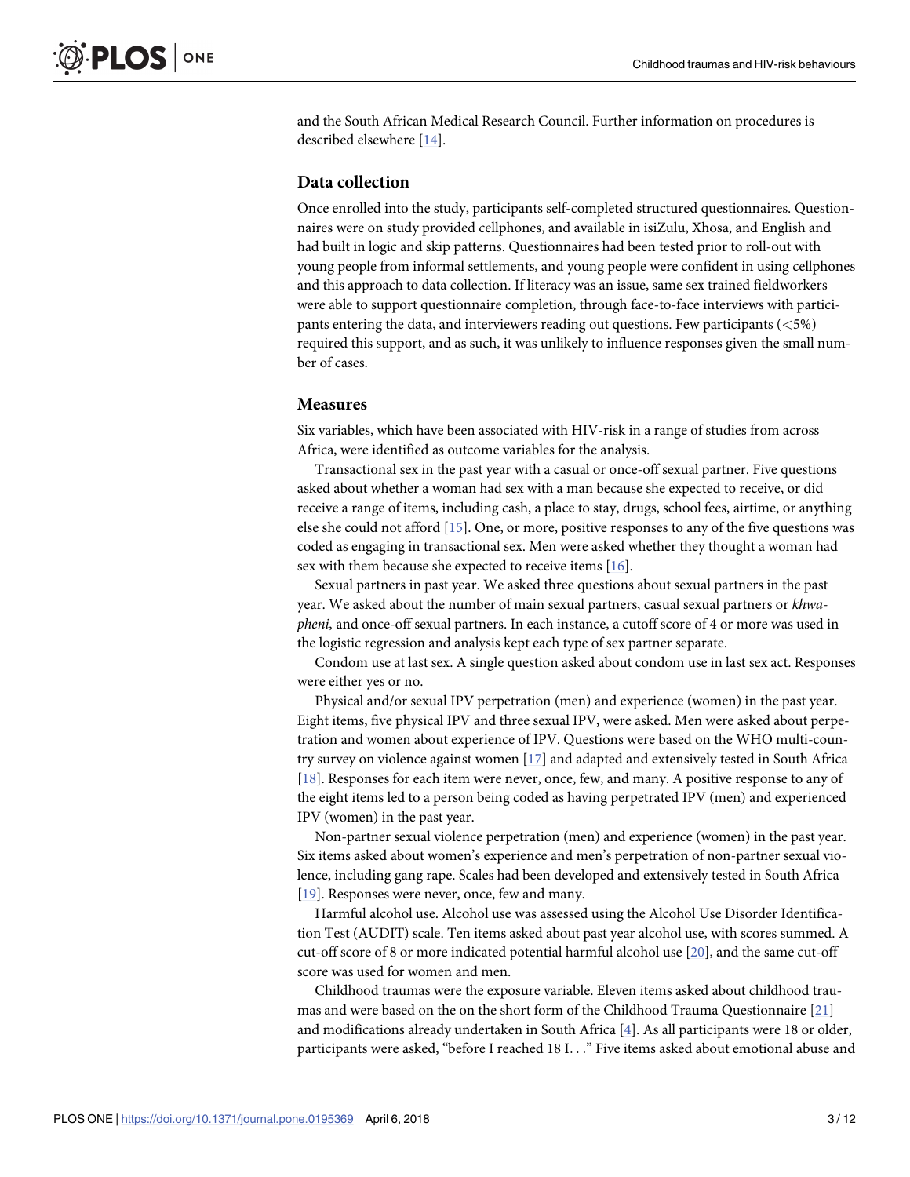and the South African Medical Research Council. Further information on procedures is described elsewhere [14].

## Data collection

Once enrolled into the study, participants self-completed structured questionnaires. Questionnaires were on study provided cellphones, and available in isiZulu, Xhosa, and English and had built in logic and skip patterns. Questionnaires had been tested prior to roll-out with young people from informal settlements, and young people were confident in using cellphones and this approach to data collection. If literacy was an issue, same sex trained fieldworkers were able to support questionnaire completion, through face-to-face interviews with participants entering the data, and interviewers reading out questions. Few participants (<5%) required this support, and as such, it was unlikely to influence responses given the small number of cases.

## Measures

Six variables, which have been associated with HIV-risk in a range of studies from across Africa, were identified as outcome variables for the analysis.

Transactional sex in the past year with a casual or once-off sexual partner. Five questions asked about whether a woman had sex with a man because she expected to receive, or did receive a range of items, including cash, a place to stay, drugs, school fees, airtime, or anything else she could not afford [15]. One, or more, positive responses to any of the five questions was coded as engaging in transactional sex. Men were asked whether they thought a woman had sex with them because she expected to receive items [16].

Sexual partners in past year. We asked three questions about sexual partners in the past year. We asked about the number of main sexual partners, casual sexual partners or *khwapheni*, and once-off sexual partners. In each instance, a cutoff score of 4 or more was used in the logistic regression and analysis kept each type of sex partner separate.

Condom use at last sex. A single question asked about condom use in last sex act. Responses were either yes or no.

Physical and/or sexual IPV perpetration (men) and experience (women) in the past year. Eight items, five physical IPV and three sexual IPV, were asked. Men were asked about perpetration and women about experience of IPV. Questions were based on the WHO multi-country survey on violence against women [17] and adapted and extensively tested in South Africa [18]. Responses for each item were never, once, few, and many. A positive response to any of the eight items led to a person being coded as having perpetrated IPV (men) and experienced IPV (women) in the past year.

Non-partner sexual violence perpetration (men) and experience (women) in the past year. Six items asked about women's experience and men's perpetration of non-partner sexual violence, including gang rape. Scales had been developed and extensively tested in South Africa [19]. Responses were never, once, few and many.

Harmful alcohol use. Alcohol use was assessed using the Alcohol Use Disorder Identification Test (AUDIT) scale. Ten items asked about past year alcohol use, with scores summed. A cut-off score of 8 or more indicated potential harmful alcohol use [20], and the same cut-off score was used for women and men.

Childhood traumas were the exposure variable. Eleven items asked about childhood traumas and were based on the on the short form of the Childhood Trauma Questionnaire [21] and modifications already undertaken in South Africa [4]. As all participants were 18 or older, participants were asked, "before I reached 18 I. . ." Five items asked about emotional abuse and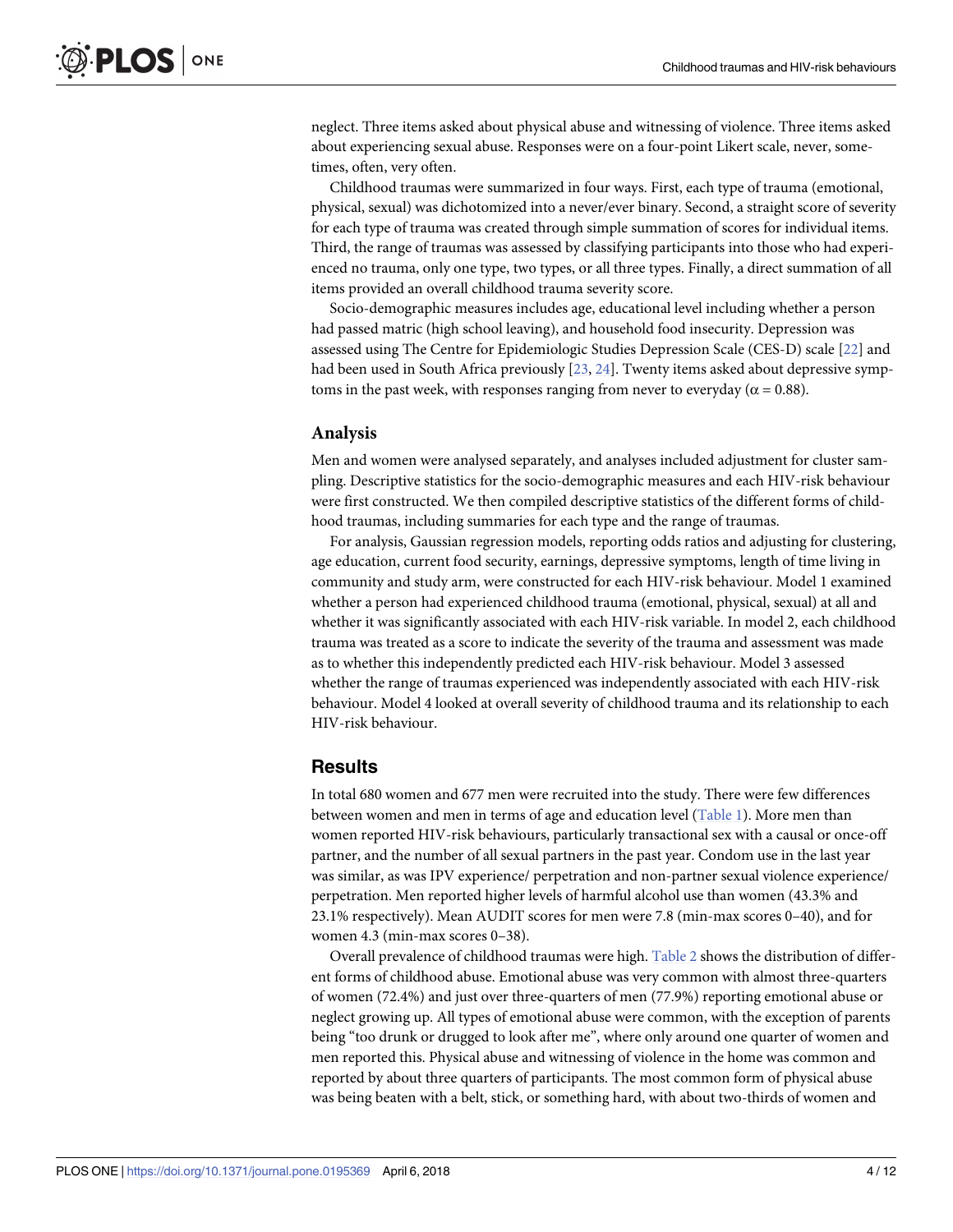neglect. Three items asked about physical abuse and witnessing of violence. Three items asked about experiencing sexual abuse. Responses were on a four-point Likert scale, never, sometimes, often, very often.

Childhood traumas were summarized in four ways. First, each type of trauma (emotional, physical, sexual) was dichotomized into a never/ever binary. Second, a straight score of severity for each type of trauma was created through simple summation of scores for individual items. Third, the range of traumas was assessed by classifying participants into those who had experienced no trauma, only one type, two types, or all three types. Finally, a direct summation of all items provided an overall childhood trauma severity score.

Socio-demographic measures includes age, educational level including whether a person had passed matric (high school leaving), and household food insecurity. Depression was assessed using The Centre for Epidemiologic Studies Depression Scale (CES-D) scale [22] and had been used in South Africa previously [23, 24]. Twenty items asked about depressive symptoms in the past week, with responses ranging from never to everyday ($\alpha = 0.88$).

## Analysis

Men and women were analysed separately, and analyses included adjustment for cluster sampling. Descriptive statistics for the socio-demographic measures and each HIV-risk behaviour were first constructed. We then compiled descriptive statistics of the different forms of childhood traumas, including summaries for each type and the range of traumas.

For analysis, Gaussian regression models, reporting odds ratios and adjusting for clustering, age education, current food security, earnings, depressive symptoms, length of time living in community and study arm, were constructed for each HIV-risk behaviour. Model 1 examined whether a person had experienced childhood trauma (emotional, physical, sexual) at all and whether it was significantly associated with each HIV-risk variable. In model 2, each childhood trauma was treated as a score to indicate the severity of the trauma and assessment was made as to whether this independently predicted each HIV-risk behaviour. Model 3 assessed whether the range of traumas experienced was independently associated with each HIV-risk behaviour. Model 4 looked at overall severity of childhood trauma and its relationship to each HIV-risk behaviour.

## Results

In total 680 women and 677 men were recruited into the study. There were few differences between women and men in terms of age and education level (Table 1). More men than women reported HIV-risk behaviours, particularly transactional sex with a causal or once-off partner, and the number of all sexual partners in the past year. Condom use in the last year was similar, as was IPV experience/ perpetration and non-partner sexual violence experience/ perpetration. Men reported higher levels of harmful alcohol use than women (43.3% and 23.1% respectively). Mean AUDIT scores for men were 7.8 (min-max scores 0–40), and for women 4.3 (min-max scores 0–38).

Overall prevalence of childhood traumas were high. Table 2 shows the distribution of different forms of childhood abuse. Emotional abuse was very common with almost three-quarters of women (72.4%) and just over three-quarters of men (77.9%) reporting emotional abuse or neglect growing up. All types of emotional abuse were common, with the exception of parents being "too drunk or drugged to look after me", where only around one quarter of women and men reported this. Physical abuse and witnessing of violence in the home was common and reported by about three quarters of participants. The most common form of physical abuse was being beaten with a belt, stick, or something hard, with about two-thirds of women and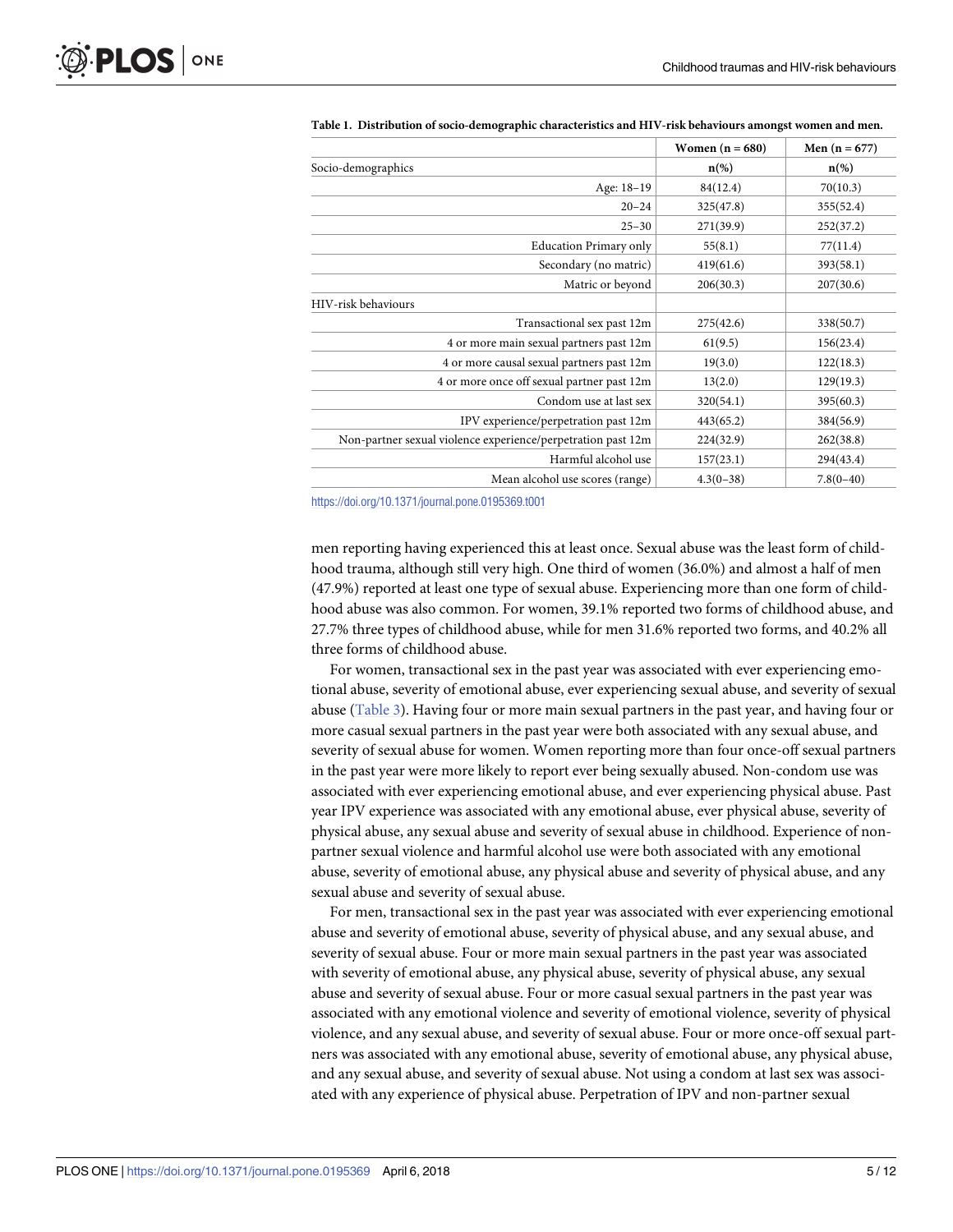**Table 1. Distribution of socio-demographic characteristics and HIV-risk behaviours amongst women and men.**

| | Women (n = 680) | Men (n = 677) |
|---|---|---|
| Socio-demographics | n(%) | n(%) |
| Age: 18–19 | 84(12.4) | 70(10.3) |
| 20–24 | 325(47.8) | 355(52.4) |
| 25–30 | 271(39.9) | 252(37.2) |
| Education Primary only | 55(8.1) | 77(11.4) |
| Secondary (no matric) | 419(61.6) | 393(58.1) |
| Matric or beyond | 206(30.3) | 207(30.6) |
| HIV-risk behaviours | | |
| Transactional sex past 12m | 275(42.6) | 338(50.7) |
| 4 or more main sexual partners past 12m | 61(9.5) | 156(23.4) |
| 4 or more causal sexual partners past 12m | 19(3.0) | 122(18.3) |
| 4 or more once off sexual partner past 12m | 13(2.0) | 129(19.3) |
| Condom use at last sex | 320(54.1) | 395(60.3) |
| IPV experience/perpetration past 12m | 443(65.2) | 384(56.9) |
| Non-partner sexual violence experience/perpetration past 12m | 224(32.9) | 262(38.8) |
| Harmful alcohol use | 157(23.1) | 294(43.4) |
| Mean alcohol use scores (range) | 4.3(0–38) | 7.8(0–40) |

https://doi.org/10.1371/journal.pone.0195369.t001

men reporting having experienced this at least once. Sexual abuse was the least form of childhood trauma, although still very high. One third of women (36.0%) and almost a half of men (47.9%) reported at least one type of sexual abuse. Experiencing more than one form of childhood abuse was also common. For women, 39.1% reported two forms of childhood abuse, and 27.7% three types of childhood abuse, while for men 31.6% reported two forms, and 40.2% all three forms of childhood abuse.

For women, transactional sex in the past year was associated with ever experiencing emotional abuse, severity of emotional abuse, ever experiencing sexual abuse, and severity of sexual abuse (Table 3). Having four or more main sexual partners in the past year, and having four or more casual sexual partners in the past year were both associated with any sexual abuse, and severity of sexual abuse for women. Women reporting more than four once-off sexual partners in the past year were more likely to report ever being sexually abused. Non-condom use was associated with ever experiencing emotional abuse, and ever experiencing physical abuse. Past year IPV experience was associated with any emotional abuse, ever physical abuse, severity of physical abuse, any sexual abuse and severity of sexual abuse in childhood. Experience of non-partner sexual violence and harmful alcohol use were both associated with any emotional abuse, severity of emotional abuse, any physical abuse and severity of physical abuse, and any sexual abuse and severity of sexual abuse.

For men, transactional sex in the past year was associated with ever experiencing emotional abuse and severity of emotional abuse, severity of physical abuse, and any sexual abuse, and severity of sexual abuse. Four or more main sexual partners in the past year was associated with severity of emotional abuse, any physical abuse, severity of physical abuse, any sexual abuse and severity of sexual abuse. Four or more casual sexual partners in the past year was associated with any emotional violence and severity of emotional violence, severity of physical violence, and any sexual abuse, and severity of sexual abuse. Four or more once-off sexual partners was associated with any emotional abuse, severity of emotional abuse, any physical abuse, and any sexual abuse, and severity of sexual abuse. Not using a condom at last sex was associated with any experience of physical abuse. Perpetration of IPV and non-partner sexual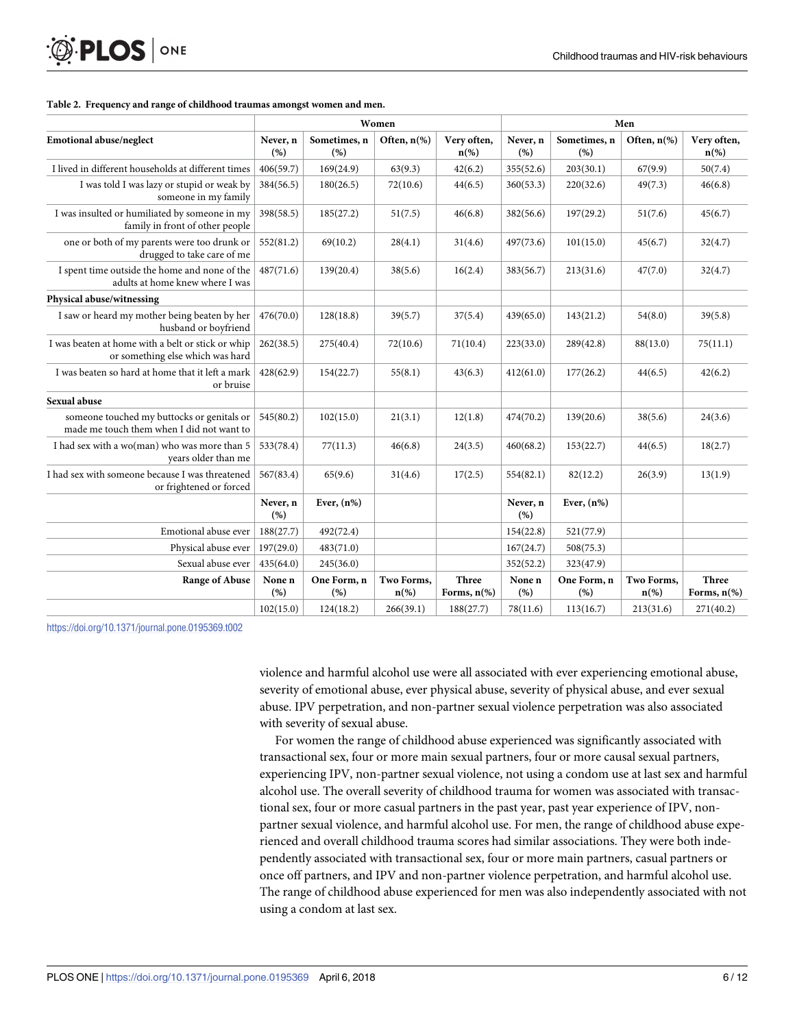**Table 2. Frequency and range of childhood traumas amongst women and men.**

| | Women | | | | Men | | | |
|---|---|---|---|---|---|---|---|---|
| **Emotional abuse/neglect** | **Never, n (%)** | **Sometimes, n (%)** | **Often, n(%)** | **Very often, n(%)** | **Never, n (%)** | **Sometimes, n (%)** | **Often, n(%)** | **Very often, n(%)** |
| I lived in different households at different times | 406(59.7) | 169(24.9) | 63(9.3) | 42(6.2) | 355(52.6) | 203(30.1) | 67(9.9) | 50(7.4) |
| I was told I was lazy or stupid or weak by someone in my family | 384(56.5) | 180(26.5) | 72(10.6) | 44(6.5) | 360(53.3) | 220(32.6) | 49(7.3) | 46(6.8) |
| I was insulted or humiliated by someone in my family in front of other people | 398(58.5) | 185(27.2) | 51(7.5) | 46(6.8) | 382(56.6) | 197(29.2) | 51(7.6) | 45(6.7) |
| one or both of my parents were too drunk or drugged to take care of me | 552(81.2) | 69(10.2) | 28(4.1) | 31(4.6) | 497(73.6) | 101(15.0) | 45(6.7) | 32(4.7) |
| I spent time outside the home and none of the adults at home knew where I was | 487(71.6) | 139(20.4) | 38(5.6) | 16(2.4) | 383(56.7) | 213(31.6) | 47(7.0) | 32(4.7) |
| **Physical abuse/witnessing** | | | | | | | | |
| I saw or heard my mother being beaten by her husband or boyfriend | 476(70.0) | 128(18.8) | 39(5.7) | 37(5.4) | 439(65.0) | 143(21.2) | 54(8.0) | 39(5.8) |
| I was beaten at home with a belt or stick or whip or something else which was hard | 262(38.5) | 275(40.4) | 72(10.6) | 71(10.4) | 223(33.0) | 289(42.8) | 88(13.0) | 75(11.1) |
| I was beaten so hard at home that it left a mark or bruise | 428(62.9) | 154(22.7) | 55(8.1) | 43(6.3) | 412(61.0) | 177(26.2) | 44(6.5) | 42(6.2) |
| **Sexual abuse** | | | | | | | | |
| someone touched my buttocks or genitals or made me touch them when I did not want to | 545(80.2) | 102(15.0) | 21(3.1) | 12(1.8) | 474(70.2) | 139(20.6) | 38(5.6) | 24(3.6) |
| I had sex with a wo(man) who was more than 5 years older than me | 533(78.4) | 77(11.3) | 46(6.8) | 24(3.5) | 460(68.2) | 153(22.7) | 44(6.5) | 18(2.7) |
| I had sex with someone because I was threatened or frightened or forced | 567(83.4) | 65(9.6) | 31(4.6) | 17(2.5) | 554(82.1) | 82(12.2) | 26(3.9) | 13(1.9) |
| | **Never, n (%)** | **Ever, (n%)** | | | **Never, n (%)** | **Ever, (n%)** | | |
| Emotional abuse ever | 188(27.7) | 492(72.4) | | | 154(22.8) | 521(77.9) | | |
| Physical abuse ever | 197(29.0) | 483(71.0) | | | 167(24.7) | 508(75.3) | | |
| Sexual abuse ever | 435(64.0) | 245(36.0) | | | 352(52.2) | 323(47.9) | | |
| **Range of Abuse** | **None n (%)** | **One Form, n (%)** | **Two Forms, n(%)** | **Three Forms, n(%)** | **None n (%)** | **One Form, n (%)** | **Two Forms, n(%)** | **Three Forms, n(%)** |
| | 102(15.0) | 124(18.2) | 266(39.1) | 188(27.7) | 78(11.6) | 113(16.7) | 213(31.6) | 271(40.2) |

https://doi.org/10.1371/journal.pone.0195369.t002

violence and harmful alcohol use were all associated with ever experiencing emotional abuse, severity of emotional abuse, ever physical abuse, severity of physical abuse, and ever sexual abuse. IPV perpetration, and non-partner sexual violence perpetration was also associated with severity of sexual abuse.

For women the range of childhood abuse experienced was significantly associated with transactional sex, four or more main sexual partners, four or more causal sexual partners, experiencing IPV, non-partner sexual violence, not using a condom use at last sex and harmful alcohol use. The overall severity of childhood trauma for women was associated with transactional sex, four or more casual partners in the past year, past year experience of IPV, non-partner sexual violence, and harmful alcohol use. For men, the range of childhood abuse experienced and overall childhood trauma scores had similar associations. They were both independently associated with transactional sex, four or more main partners, casual partners or once off partners, and IPV and non-partner violence perpetration, and harmful alcohol use. The range of childhood abuse experienced for men was also independently associated with not using a condom at last sex.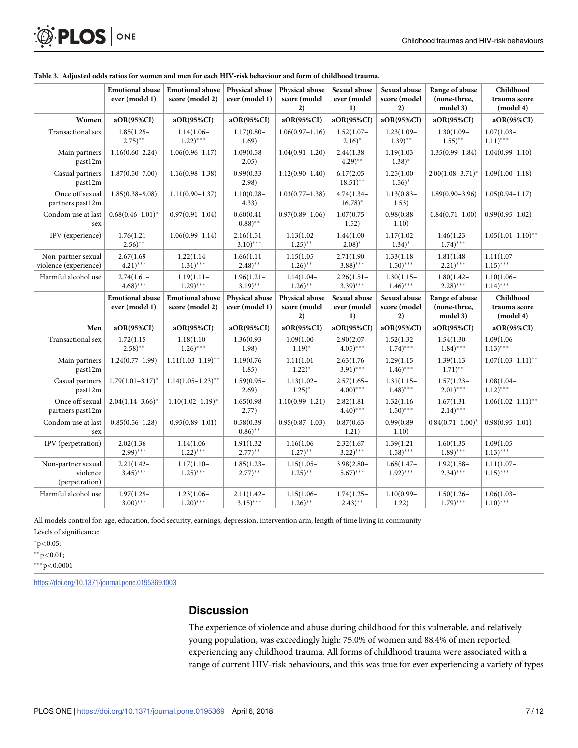**Table 3. Adjusted odds ratios for women and men for each HIV-risk behaviour and form of childhood trauma.**

| | Emotional abuse ever (model 1) | Emotional abuse score (model 2) | Physical abuse ever (model 1) | Physical abuse score (model 2) | Sexual abuse ever (model 1) | Sexual abuse score (model 2) | Range of abuse (none-three, model 3) | Childhood trauma score (model 4) |
|---|---|---|---|---|---|---|---|---|
| **Women** | **aOR(95%CI)** | **aOR(95%CI)** | **aOR(95%CI)** | **aOR(95%CI)** | **aOR(95%CI)** | **aOR(95%CI)** | **aOR(95%CI)** | **aOR(95%CI)** |
| Transactional sex | 1.85(1.25–2.75)** | 1.14(1.06–1.22)*** | 1.17(0.80–1.69) | 1.06(0.97–1.16) | 1.52(1.07–2.16)* | 1.23(1.09–1.39)** | 1.30(1.09–1.55)** | 1.07(1.03–1.11)*** |
| Main partners past12m | 1.16(0.60–2.24) | 1.06(0.96–1.17) | 1.09(0.58–2.05) | 1.04(0.91–1.20) | 2.44(1.38–4.29)** | 1.19(1.03–1.38)* | 1.35(0.99–1.84) | 1.04(0.99–1.10) |
| Casual partners past12m | 1.87(0.50–7.00) | 1.16(0.98–1.38) | 0.99(0.33–2.98) | 1.12(0.90–1.40) | 6.17(2.05–18.51)** | 1.25(1.00–1.56)* | 2.00(1.08–3.71)* | 1.09(1.00–1.18) |
| Once off sexual partners past12m | 1.85(0.38–9.08) | 1.11(0.90–1.37) | 1.10(0.28–4.33) | 1.03(0.77–1.38) | 4.74(1.34–16.78)* | 1.13(0.83–1.53) | 1.89(0.90–3.96) | 1.05(0.94–1.17) |
| Condom use at last sex | 0.68(0.46–1.01)* | 0.97(0.91–1.04) | 0.60(0.41–0.88)** | 0.97(0.89–1.06) | 1.07(0.75–1.52) | 0.98(0.88–1.10) | 0.84(0.71–1.00) | 0.99(0.95–1.02) |
| IPV (experience) | 1.76(1.21–2.56)** | 1.06(0.99–1.14) | 2.16(1.51–3.10)*** | 1.13(1.02–1.25)** | 1.44(1.00–2.08)* | 1.17(1.02–1.34)* | 1.46(1.23–1.74)*** | 1.05(1.01–1.10)** |
| Non-partner sexual violence (experience) | 2.67(1.69–4.21)*** | 1.22(1.14–1.31)*** | 1.66(1.11–2.48)** | 1.15(1.05–1.26)** | 2.71(1.90–3.88)*** | 1.33(1.18–1.50)*** | 1.81(1.48–2.21)*** | 1.11(1.07–1.15)*** |
| Harmful alcohol use | 2.74(1.61–4.68)*** | 1.19(1.11–1.29)*** | 1.96(1.21–3.19)** | 1.14(1.04–1.26)** | 2.26(1.51–3.39)*** | 1.30(1.15–1.46)*** | 1.80(1.42–2.28)*** | 1.10(1.06–1.14)*** |
| | **Emotional abuse ever (model 1)** | **Emotional abuse score (model 2)** | **Physical abuse ever (model 1)** | **Physical abuse score (model 2)** | **Sexual abuse ever (model 1)** | **Sexual abuse score (model 2)** | **Range of abuse (none-three, model 3)** | **Childhood trauma score (model 4)** |
| **Men** | **aOR(95%CI)** | **aOR(95%CI)** | **aOR(95%CI)** | **aOR(95%CI)** | **aOR(95%CI)** | **aOR(95%CI)** | **aOR(95%CI)** | **aOR(95%CI)** |
| Transactional sex | 1.72(1.15–2.58)** | 1.18(1.10–1.26)*** | 1.36(0.93–1.98) | 1.09(1.00–1.19)* | 2.90(2.07–4.05)*** | 1.52(1.32–1.74)*** | 1.54(1.30–1.84)*** | 1.09(1.06–1.13)*** |
| Main partners past12m | 1.24(0.77–1.99) | 1.11(1.03–1.19)** | 1.19(0.76–1.85) | 1.11(1.01–1.22)* | 2.63(1.76–3.91)*** | 1.29(1.15–1.46)*** | 1.39(1.13–1.71)** | 1.07(1.03–1.11)** |
| Casual partners past12m | 1.79(1.01–3.17)* | 1.14(1.05–1.23)** | 1.59(0.95–2.69) | 1.13(1.02–1.25)* | 2.57(1.65–4.00)*** | 1.31(1.15–1.48)*** | 1.57(1.23–2.01)*** | 1.08(1.04–1.12)*** |
| Once off sexual partners past12m | 2.04(1.14–3.66)* | 1.10(1.02–1.19)* | 1.65(0.98–2.77) | 1.10(0.99–1.21) | 2.82(1.81–4.40)*** | 1.32(1.16–1.50)*** | 1.67(1.31–2.14)*** | 1.06(1.02–1.11)** |
| Condom use at last sex | 0.85(0.56–1.28) | 0.95(0.89–1.01) | 0.58(0.39–0.86)** | 0.95(0.87–1.03) | 0.87(0.63–1.21) | 0.99(0.89–1.10) | 0.84(0.71–1.00)* | 0.98(0.95–1.01) |
| IPV (perpetration) | 2.02(1.36–2.99)*** | 1.14(1.06–1.22)*** | 1.91(1.32–2.77)** | 1.16(1.06–1.27)** | 2.32(1.67–3.22)*** | 1.39(1.21–1.58)*** | 1.60(1.35–1.89)*** | 1.09(1.05–1.13)*** |
| Non-partner sexual violence (perpetration) | 2.21(1.42–3.45)*** | 1.17(1.10–1.25)*** | 1.85(1.23–2.77)** | 1.15(1.05–1.25)** | 3.98(2.80–5.67)*** | 1.68(1.47–1.92)*** | 1.92(1.58–2.34)*** | 1.11(1.07–1.15)*** |
| Harmful alcohol use | 1.97(1.29–3.00)*** | 1.23(1.06–1.20)*** | 2.11(1.42–3.15)*** | 1.15(1.06–1.26)** | 1.74(1.25–2.43)** | 1.10(0.99–1.22) | 1.50(1.26–1.79)*** | 1.06(1.03–1.10)*** |

All models control for: age, education, food security, earnings, depression, intervention arm, length of time living in community

Levels of significance:

*$p<0.05$;

**$p<0.01$;

***$p<0.0001$

https://doi.org/10.1371/journal.pone.0195369.t003

## Discussion

The experience of violence and abuse during childhood for this vulnerable, and relatively young population, was exceedingly high: 75.0% of women and 88.4% of men reported experiencing any childhood trauma. All forms of childhood trauma were associated with a range of current HIV-risk behaviours, and this was true for ever experiencing a variety of types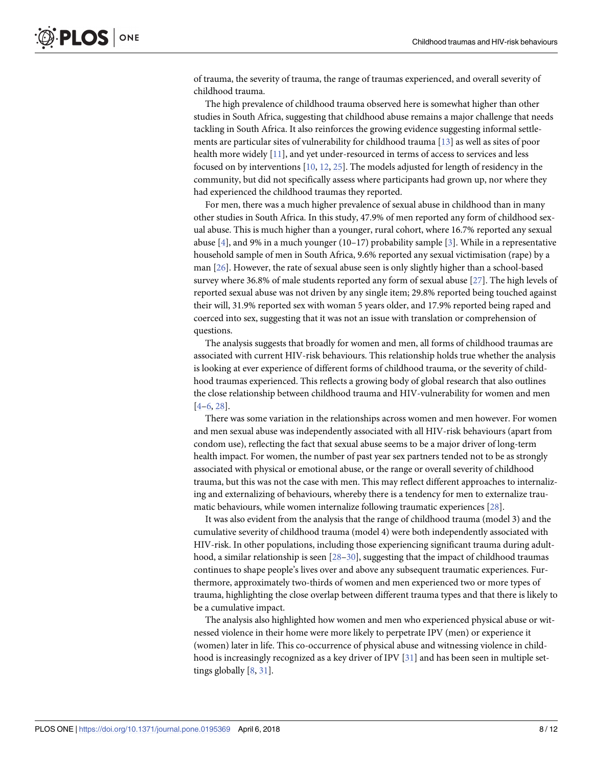of trauma, the severity of trauma, the range of traumas experienced, and overall severity of childhood trauma.

The high prevalence of childhood trauma observed here is somewhat higher than other studies in South Africa, suggesting that childhood abuse remains a major challenge that needs tackling in South Africa. It also reinforces the growing evidence suggesting informal settlements are particular sites of vulnerability for childhood trauma [13] as well as sites of poor health more widely [11], and yet under-resourced in terms of access to services and less focused on by interventions [10, 12, 25]. The models adjusted for length of residency in the community, but did not specifically assess where participants had grown up, nor where they had experienced the childhood traumas they reported.

For men, there was a much higher prevalence of sexual abuse in childhood than in many other studies in South Africa. In this study, 47.9% of men reported any form of childhood sexual abuse. This is much higher than a younger, rural cohort, where 16.7% reported any sexual abuse [4], and 9% in a much younger (10–17) probability sample [3]. While in a representative household sample of men in South Africa, 9.6% reported any sexual victimisation (rape) by a man [26]. However, the rate of sexual abuse seen is only slightly higher than a school-based survey where 36.8% of male students reported any form of sexual abuse [27]. The high levels of reported sexual abuse was not driven by any single item; 29.8% reported being touched against their will, 31.9% reported sex with woman 5 years older, and 17.9% reported being raped and coerced into sex, suggesting that it was not an issue with translation or comprehension of questions.

The analysis suggests that broadly for women and men, all forms of childhood traumas are associated with current HIV-risk behaviours. This relationship holds true whether the analysis is looking at ever experience of different forms of childhood trauma, or the severity of childhood traumas experienced. This reflects a growing body of global research that also outlines the close relationship between childhood trauma and HIV-vulnerability for women and men [4–6, 28].

There was some variation in the relationships across women and men however. For women and men sexual abuse was independently associated with all HIV-risk behaviours (apart from condom use), reflecting the fact that sexual abuse seems to be a major driver of long-term health impact. For women, the number of past year sex partners tended not to be as strongly associated with physical or emotional abuse, or the range or overall severity of childhood trauma, but this was not the case with men. This may reflect different approaches to internalizing and externalizing of behaviours, whereby there is a tendency for men to externalize traumatic behaviours, while women internalize following traumatic experiences [28].

It was also evident from the analysis that the range of childhood trauma (model 3) and the cumulative severity of childhood trauma (model 4) were both independently associated with HIV-risk. In other populations, including those experiencing significant trauma during adulthood, a similar relationship is seen [28–30], suggesting that the impact of childhood traumas continues to shape people's lives over and above any subsequent traumatic experiences. Furthermore, approximately two-thirds of women and men experienced two or more types of trauma, highlighting the close overlap between different trauma types and that there is likely to be a cumulative impact.

The analysis also highlighted how women and men who experienced physical abuse or witnessed violence in their home were more likely to perpetrate IPV (men) or experience it (women) later in life. This co-occurrence of physical abuse and witnessing violence in childhood is increasingly recognized as a key driver of IPV [31] and has been seen in multiple settings globally [8, 31].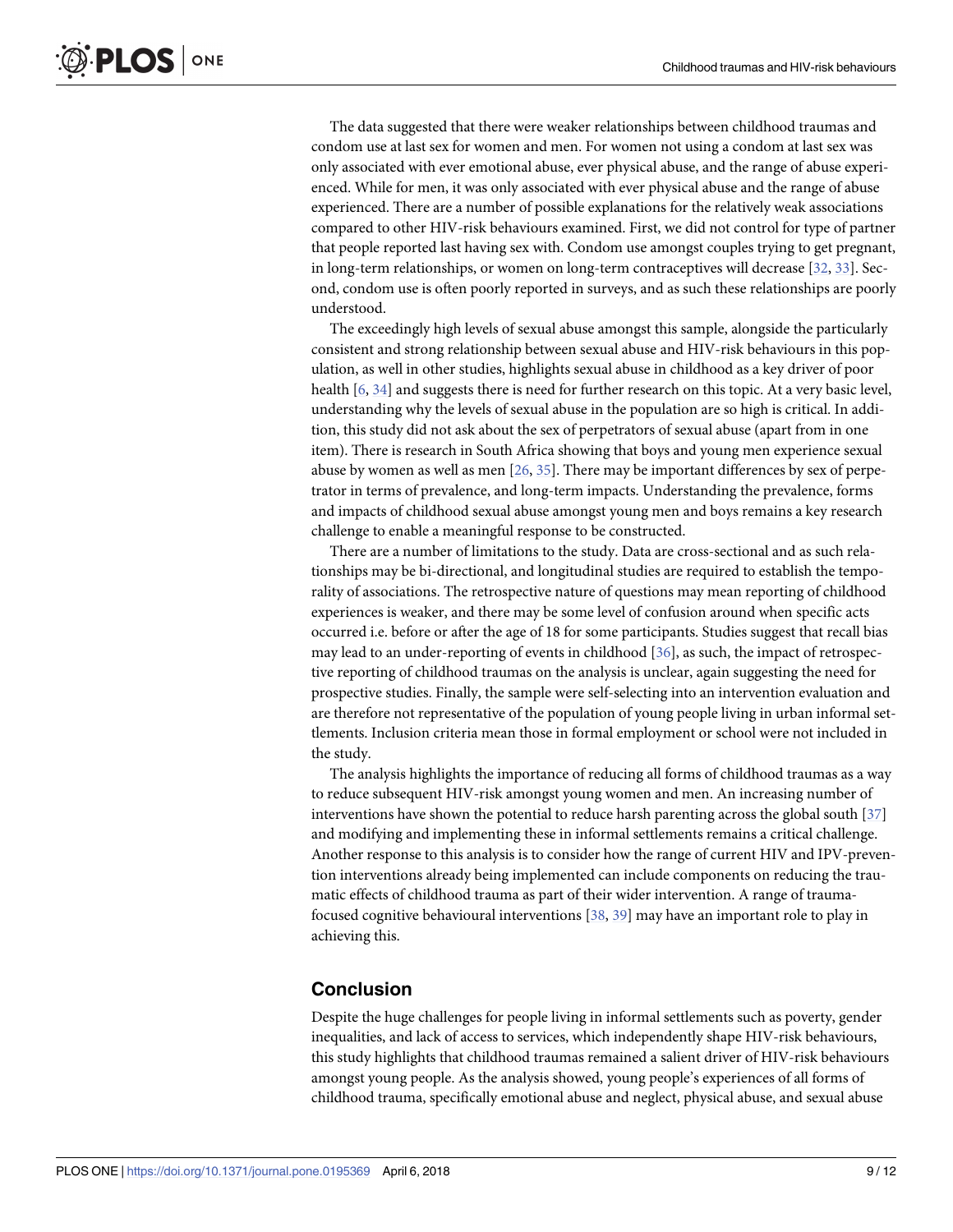The data suggested that there were weaker relationships between childhood traumas and condom use at last sex for women and men. For women not using a condom at last sex was only associated with ever emotional abuse, ever physical abuse, and the range of abuse experienced. While for men, it was only associated with ever physical abuse and the range of abuse experienced. There are a number of possible explanations for the relatively weak associations compared to other HIV-risk behaviours examined. First, we did not control for type of partner that people reported last having sex with. Condom use amongst couples trying to get pregnant, in long-term relationships, or women on long-term contraceptives will decrease [32, 33]. Second, condom use is often poorly reported in surveys, and as such these relationships are poorly understood.

The exceedingly high levels of sexual abuse amongst this sample, alongside the particularly consistent and strong relationship between sexual abuse and HIV-risk behaviours in this population, as well in other studies, highlights sexual abuse in childhood as a key driver of poor health [6, 34] and suggests there is need for further research on this topic. At a very basic level, understanding why the levels of sexual abuse in the population are so high is critical. In addition, this study did not ask about the sex of perpetrators of sexual abuse (apart from in one item). There is research in South Africa showing that boys and young men experience sexual abuse by women as well as men [26, 35]. There may be important differences by sex of perpetrator in terms of prevalence, and long-term impacts. Understanding the prevalence, forms and impacts of childhood sexual abuse amongst young men and boys remains a key research challenge to enable a meaningful response to be constructed.

There are a number of limitations to the study. Data are cross-sectional and as such relationships may be bi-directional, and longitudinal studies are required to establish the temporality of associations. The retrospective nature of questions may mean reporting of childhood experiences is weaker, and there may be some level of confusion around when specific acts occurred i.e. before or after the age of 18 for some participants. Studies suggest that recall bias may lead to an under-reporting of events in childhood [36], as such, the impact of retrospective reporting of childhood traumas on the analysis is unclear, again suggesting the need for prospective studies. Finally, the sample were self-selecting into an intervention evaluation and are therefore not representative of the population of young people living in urban informal settlements. Inclusion criteria mean those in formal employment or school were not included in the study.

The analysis highlights the importance of reducing all forms of childhood traumas as a way to reduce subsequent HIV-risk amongst young women and men. An increasing number of interventions have shown the potential to reduce harsh parenting across the global south [37] and modifying and implementing these in informal settlements remains a critical challenge. Another response to this analysis is to consider how the range of current HIV and IPV-prevention interventions already being implemented can include components on reducing the traumatic effects of childhood trauma as part of their wider intervention. A range of trauma-focused cognitive behavioural interventions [38, 39] may have an important role to play in achieving this.

## Conclusion

Despite the huge challenges for people living in informal settlements such as poverty, gender inequalities, and lack of access to services, which independently shape HIV-risk behaviours, this study highlights that childhood traumas remained a salient driver of HIV-risk behaviours amongst young people. As the analysis showed, young people's experiences of all forms of childhood trauma, specifically emotional abuse and neglect, physical abuse, and sexual abuse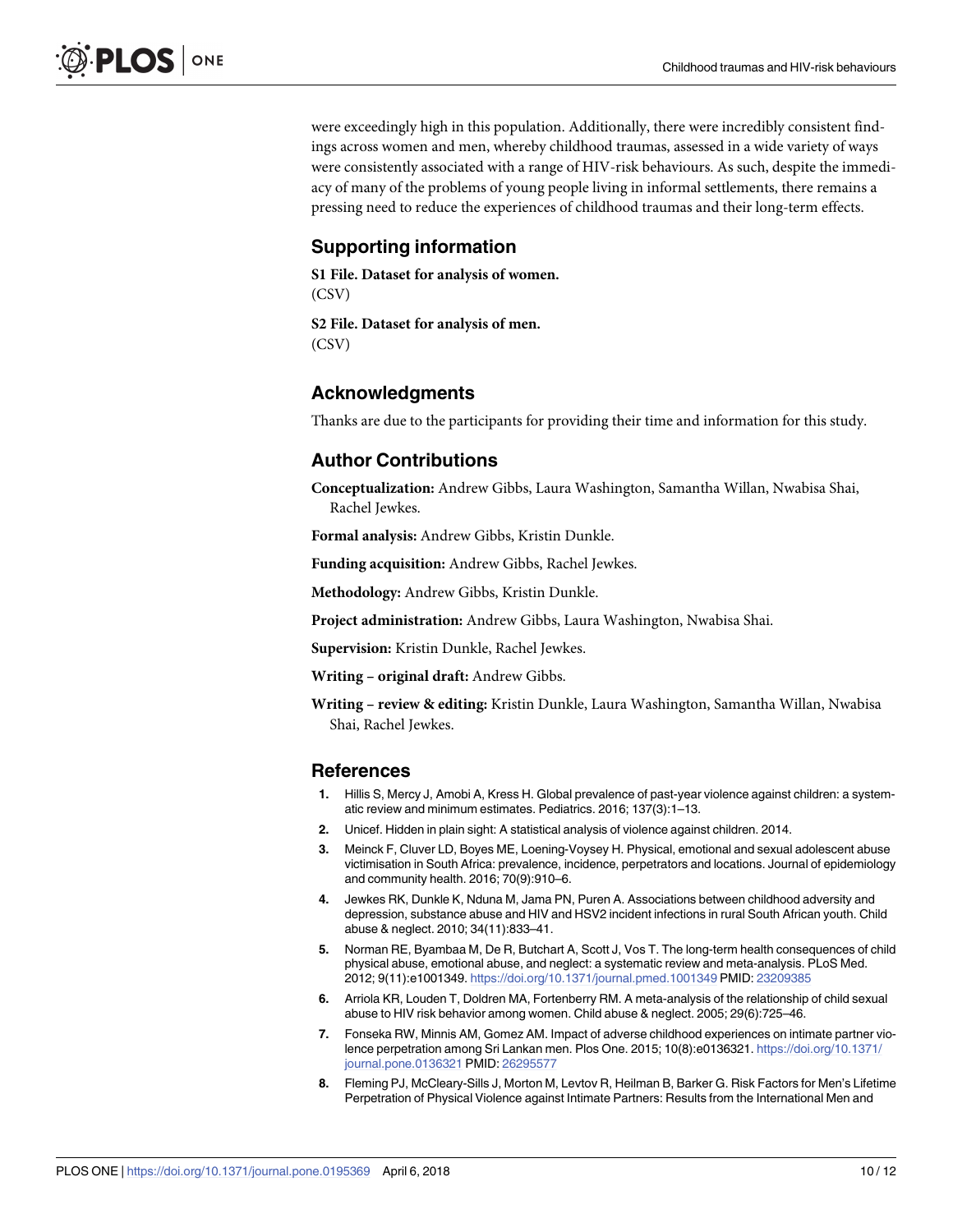were exceedingly high in this population. Additionally, there were incredibly consistent findings across women and men, whereby childhood traumas, assessed in a wide variety of ways were consistently associated with a range of HIV-risk behaviours. As such, despite the immediacy of many of the problems of young people living in informal settlements, there remains a pressing need to reduce the experiences of childhood traumas and their long-term effects.

## Supporting information

**S1 File. Dataset for analysis of women.**
(CSV)

**S2 File. Dataset for analysis of men.**
(CSV)

## Acknowledgments

Thanks are due to the participants for providing their time and information for this study.

## Author Contributions

**Conceptualization:** Andrew Gibbs, Laura Washington, Samantha Willan, Nwabisa Shai, Rachel Jewkes.

**Formal analysis:** Andrew Gibbs, Kristin Dunkle.

**Funding acquisition:** Andrew Gibbs, Rachel Jewkes.

**Methodology:** Andrew Gibbs, Kristin Dunkle.

**Project administration:** Andrew Gibbs, Laura Washington, Nwabisa Shai.

**Supervision:** Kristin Dunkle, Rachel Jewkes.

**Writing – original draft:** Andrew Gibbs.

**Writing – review & editing:** Kristin Dunkle, Laura Washington, Samantha Willan, Nwabisa Shai, Rachel Jewkes.

## References

1. Hillis S, Mercy J, Amobi A, Kress H. Global prevalence of past-year violence against children: a systematic review and minimum estimates. Pediatrics. 2016; 137(3):1–13.
2. Unicef. Hidden in plain sight: A statistical analysis of violence against children. 2014.
3. Meinck F, Cluver LD, Boyes ME, Loening-Voysey H. Physical, emotional and sexual adolescent abuse victimisation in South Africa: prevalence, incidence, perpetrators and locations. Journal of epidemiology and community health. 2016; 70(9):910–6.
4. Jewkes RK, Dunkle K, Nduna M, Jama PN, Puren A. Associations between childhood adversity and depression, substance abuse and HIV and HSV2 incident infections in rural South African youth. Child abuse & neglect. 2010; 34(11):833–41.
5. Norman RE, Byambaa M, De R, Butchart A, Scott J, Vos T. The long-term health consequences of child physical abuse, emotional abuse, and neglect: a systematic review and meta-analysis. PLoS Med. 2012; 9(11):e1001349. https://doi.org/10.1371/journal.pmed.1001349 PMID: 23209385
6. Arriola KR, Louden T, Doldren MA, Fortenberry RM. A meta-analysis of the relationship of child sexual abuse to HIV risk behavior among women. Child abuse & neglect. 2005; 29(6):725–46.
7. Fonseka RW, Minnis AM, Gomez AM. Impact of adverse childhood experiences on intimate partner violence perpetration among Sri Lankan men. Plos One. 2015; 10(8):e0136321. https://doi.org/10.1371/journal.pone.0136321 PMID: 26295577
8. Fleming PJ, McCleary-Sills J, Morton M, Levtov R, Heilman B, Barker G. Risk Factors for Men's Lifetime Perpetration of Physical Violence against Intimate Partners: Results from the International Men and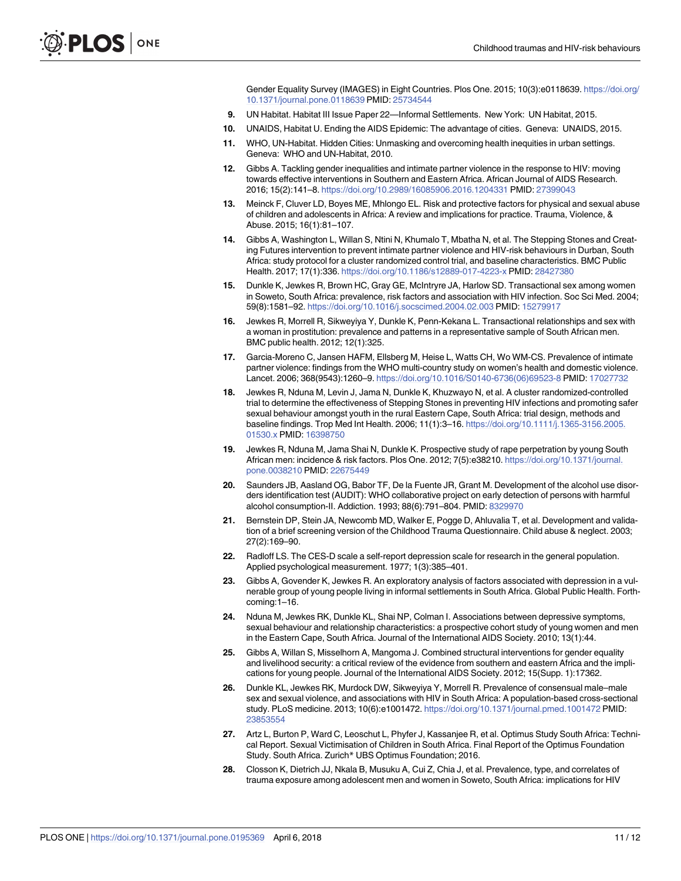Gender Equality Survey (IMAGES) in Eight Countries. Plos One. 2015; 10(3):e0118639. https://doi.org/10.1371/journal.pone.0118639 PMID: 25734544

9. UN Habitat. Habitat III Issue Paper 22—Informal Settlements. New York: UN Habitat, 2015.
10. UNAIDS, Habitat U. Ending the AIDS Epidemic: The advantage of cities. Geneva: UNAIDS, 2015.
11. WHO, UN-Habitat. Hidden Cities: Unmasking and overcoming health inequities in urban settings. Geneva: WHO and UN-Habitat, 2010.
12. Gibbs A. Tackling gender inequalities and intimate partner violence in the response to HIV: moving towards effective interventions in Southern and Eastern Africa. African Journal of AIDS Research. 2016; 15(2):141–8. https://doi.org/10.2989/16085906.2016.1204331 PMID: 27399043
13. Meinck F, Cluver LD, Boyes ME, Mhlongo EL. Risk and protective factors for physical and sexual abuse of children and adolescents in Africa: A review and implications for practice. Trauma, Violence, & Abuse. 2015; 16(1):81–107.
14. Gibbs A, Washington L, Willan S, Ntini N, Khumalo T, Mbatha N, et al. The Stepping Stones and Creating Futures intervention to prevent intimate partner violence and HIV-risk behaviours in Durban, South Africa: study protocol for a cluster randomized control trial, and baseline characteristics. BMC Public Health. 2017; 17(1):336. https://doi.org/10.1186/s12889-017-4223-x PMID: 28427380
15. Dunkle K, Jewkes R, Brown HC, Gray GE, McIntryre JA, Harlow SD. Transactional sex among women in Soweto, South Africa: prevalence, risk factors and association with HIV infection. Soc Sci Med. 2004; 59(8):1581–92. https://doi.org/10.1016/j.socscimed.2004.02.003 PMID: 15279917
16. Jewkes R, Morrell R, Sikweyiya Y, Dunkle K, Penn-Kekana L. Transactional relationships and sex with a woman in prostitution: prevalence and patterns in a representative sample of South African men. BMC public health. 2012; 12(1):325.
17. Garcia-Moreno C, Jansen HAFM, Ellsberg M, Heise L, Watts CH, Wo WM-CS. Prevalence of intimate partner violence: findings from the WHO multi-country study on women's health and domestic violence. Lancet. 2006; 368(9543):1260–9. https://doi.org/10.1016/S0140-6736(06)69523-8 PMID: 17027732
18. Jewkes R, Nduna M, Levin J, Jama N, Dunkle K, Khuzwayo N, et al. A cluster randomized-controlled trial to determine the effectiveness of Stepping Stones in preventing HIV infections and promoting safer sexual behaviour amongst youth in the rural Eastern Cape, South Africa: trial design, methods and baseline findings. Trop Med Int Health. 2006; 11(1):3–16. https://doi.org/10.1111/j.1365-3156.2005.01530.x PMID: 16398750
19. Jewkes R, Nduna M, Jama Shai N, Dunkle K. Prospective study of rape perpetration by young South African men: incidence & risk factors. Plos One. 2012; 7(5):e38210. https://doi.org/10.1371/journal.pone.0038210 PMID: 22675449
20. Saunders JB, Aasland OG, Babor TF, De la Fuente JR, Grant M. Development of the alcohol use disorders identification test (AUDIT): WHO collaborative project on early detection of persons with harmful alcohol consumption-II. Addiction. 1993; 88(6):791–804. PMID: 8329970
21. Bernstein DP, Stein JA, Newcomb MD, Walker E, Pogge D, Ahluvalia T, et al. Development and validation of a brief screening version of the Childhood Trauma Questionnaire. Child abuse & neglect. 2003; 27(2):169–90.
22. Radloff LS. The CES-D scale a self-report depression scale for research in the general population. Applied psychological measurement. 1977; 1(3):385–401.
23. Gibbs A, Govender K, Jewkes R. An exploratory analysis of factors associated with depression in a vulnerable group of young people living in informal settlements in South Africa. Global Public Health. Forthcoming:1–16.
24. Nduna M, Jewkes RK, Dunkle KL, Shai NP, Colman I. Associations between depressive symptoms, sexual behaviour and relationship characteristics: a prospective cohort study of young women and men in the Eastern Cape, South Africa. Journal of the International AIDS Society. 2010; 13(1):44.
25. Gibbs A, Willan S, Misselhorn A, Mangoma J. Combined structural interventions for gender equality and livelihood security: a critical review of the evidence from southern and eastern Africa and the implications for young people. Journal of the International AIDS Society. 2012; 15(Supp. 1):17362.
26. Dunkle KL, Jewkes RK, Murdock DW, Sikweyiya Y, Morrell R. Prevalence of consensual male–male sex and sexual violence, and associations with HIV in South Africa: A population-based cross-sectional study. PLoS medicine. 2013; 10(6):e1001472. https://doi.org/10.1371/journal.pmed.1001472 PMID: 23853554
27. Artz L, Burton P, Ward C, Leoschut L, Phyfer J, Kassanjee R, et al. Optimus Study South Africa: Technical Report. Sexual Victimisation of Children in South Africa. Final Report of the Optimus Foundation Study. South Africa. Zurich* UBS Optimus Foundation; 2016.
28. Closson K, Dietrich JJ, Nkala B, Musuku A, Cui Z, Chia J, et al. Prevalence, type, and correlates of trauma exposure among adolescent men and women in Soweto, South Africa: implications for HIV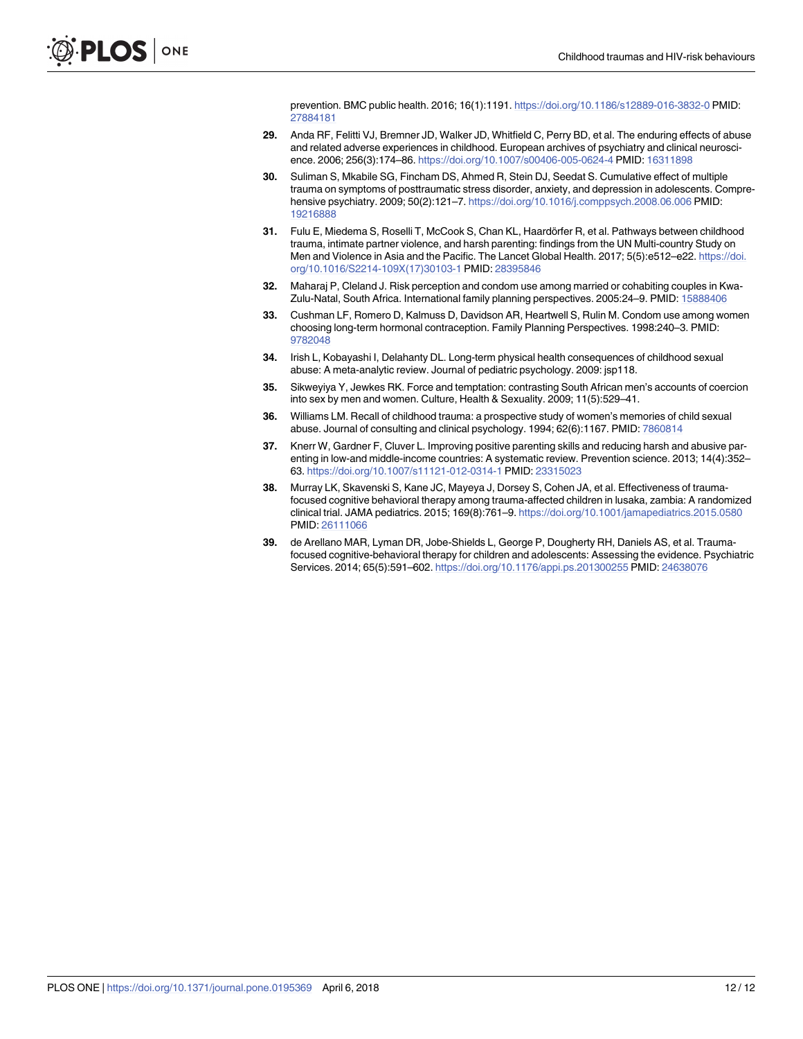prevention. BMC public health. 2016; 16(1):1191. https://doi.org/10.1186/s12889-016-3832-0 PMID: 27884181

29. Anda RF, Felitti VJ, Bremner JD, Walker JD, Whitfield C, Perry BD, et al. The enduring effects of abuse and related adverse experiences in childhood. European archives of psychiatry and clinical neuroscience. 2006; 256(3):174–86. https://doi.org/10.1007/s00406-005-0624-4 PMID: 16311898

30. Suliman S, Mkabile SG, Fincham DS, Ahmed R, Stein DJ, Seedat S. Cumulative effect of multiple trauma on symptoms of posttraumatic stress disorder, anxiety, and depression in adolescents. Comprehensive psychiatry. 2009; 50(2):121–7. https://doi.org/10.1016/j.comppsych.2008.06.006 PMID: 19216888

31. Fulu E, Miedema S, Roselli T, McCook S, Chan KL, Haardörfer R, et al. Pathways between childhood trauma, intimate partner violence, and harsh parenting: findings from the UN Multi-country Study on Men and Violence in Asia and the Pacific. The Lancet Global Health. 2017; 5(5):e512–e22. https://doi.org/10.1016/S2214-109X(17)30103-1 PMID: 28395846

32. Maharaj P, Cleland J. Risk perception and condom use among married or cohabiting couples in KwaZulu-Natal, South Africa. International family planning perspectives. 2005:24–9. PMID: 15888406

33. Cushman LF, Romero D, Kalmuss D, Davidson AR, Heartwell S, Rulin M. Condom use among women choosing long-term hormonal contraception. Family Planning Perspectives. 1998:240–3. PMID: 9782048

34. Irish L, Kobayashi I, Delahanty DL. Long-term physical health consequences of childhood sexual abuse: A meta-analytic review. Journal of pediatric psychology. 2009: jsp118.

35. Sikweyiya Y, Jewkes RK. Force and temptation: contrasting South African men's accounts of coercion into sex by men and women. Culture, Health & Sexuality. 2009; 11(5):529–41.

36. Williams LM. Recall of childhood trauma: a prospective study of women's memories of child sexual abuse. Journal of consulting and clinical psychology. 1994; 62(6):1167. PMID: 7860814

37. Knerr W, Gardner F, Cluver L. Improving positive parenting skills and reducing harsh and abusive parenting in low-and middle-income countries: A systematic review. Prevention science. 2013; 14(4):352–63. https://doi.org/10.1007/s11121-012-0314-1 PMID: 23315023

38. Murray LK, Skavenski S, Kane JC, Mayeya J, Dorsey S, Cohen JA, et al. Effectiveness of trauma-focused cognitive behavioral therapy among trauma-affected children in lusaka, zambia: A randomized clinical trial. JAMA pediatrics. 2015; 169(8):761–9. https://doi.org/10.1001/jamapediatrics.2015.0580 PMID: 26111066

39. de Arellano MAR, Lyman DR, Jobe-Shields L, George P, Dougherty RH, Daniels AS, et al. Trauma-focused cognitive-behavioral therapy for children and adolescents: Assessing the evidence. Psychiatric Services. 2014; 65(5):591–602. https://doi.org/10.1176/appi.ps.201300255 PMID: 24638076